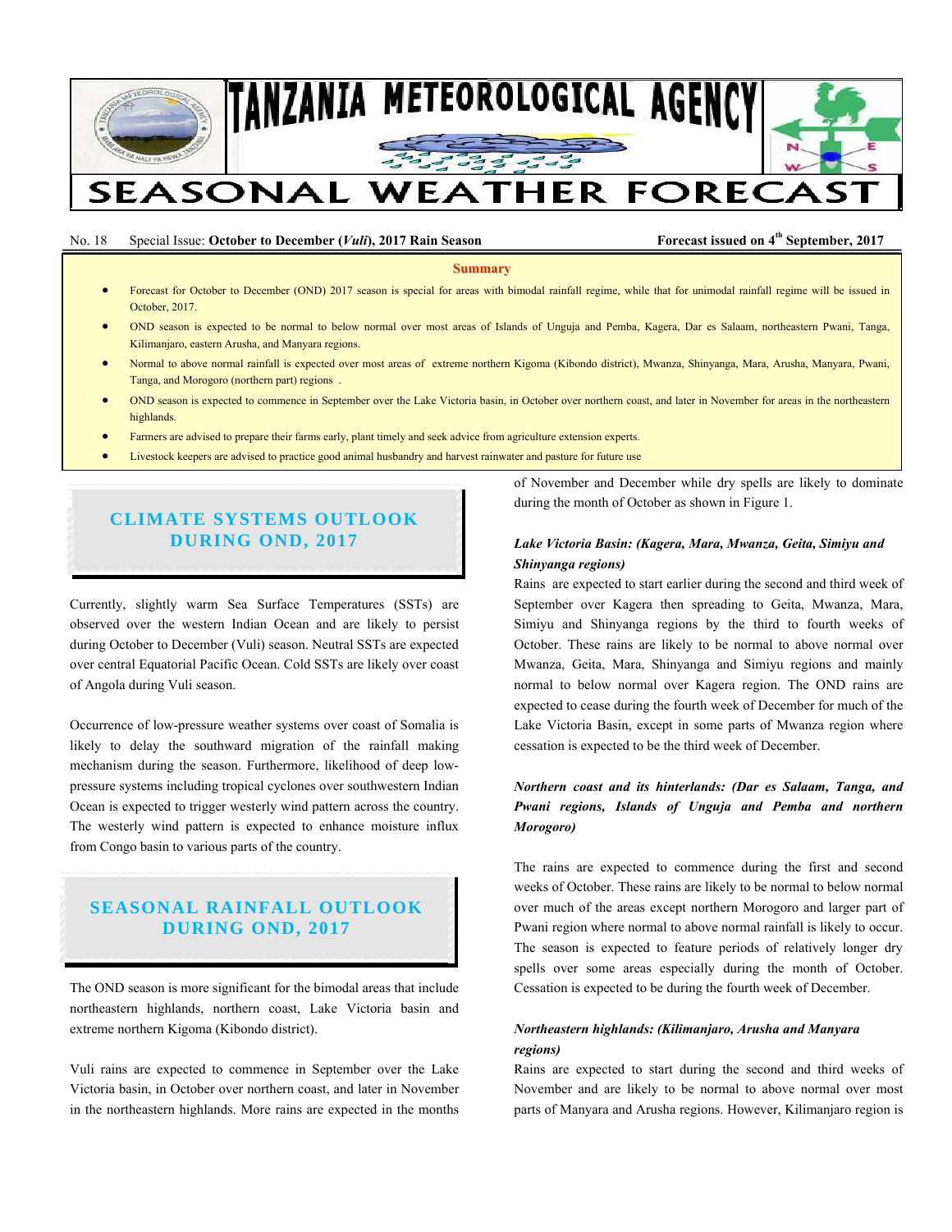# TANZANIA METEOROLOGICAL AGENCY

# SEASONAL WEATHER FORECAST

No. 18 Special Issue: **October to December (*Vuli*), 2017 Rain Season** **Forecast issued on 4th September, 2017**

**Summary**

- Forecast for October to December (OND) 2017 season is special for areas with bimodal rainfall regime, while that for unimodal rainfall regime will be issued in October, 2017.
- OND season is expected to be normal to below normal over most areas of Islands of Unguja and Pemba, Kagera, Dar es Salaam, northeastern Pwani, Tanga, Kilimanjaro, eastern Arusha, and Manyara regions.
- Normal to above normal rainfall is expected over most areas of extreme northern Kigoma (Kibondo district), Mwanza, Shinyanga, Mara, Arusha, Manyara, Pwani, Tanga, and Morogoro (northern part) regions .
- OND season is expected to commence in September over the Lake Victoria basin, in October over northern coast, and later in November for areas in the northeastern highlands.
- Farmers are advised to prepare their farms early, plant timely and seek advice from agriculture extension experts.
- Livestock keepers are advised to practice good animal husbandry and harvest rainwater and pasture for future use

## CLIMATE SYSTEMS OUTLOOK DURING OND, 2017

Currently, slightly warm Sea Surface Temperatures (SSTs) are observed over the western Indian Ocean and are likely to persist during October to December (Vuli) season. Neutral SSTs are expected over central Equatorial Pacific Ocean. Cold SSTs are likely over coast of Angola during Vuli season.

Occurrence of low-pressure weather systems over coast of Somalia is likely to delay the southward migration of the rainfall making mechanism during the season. Furthermore, likelihood of deep low-pressure systems including tropical cyclones over southwestern Indian Ocean is expected to trigger westerly wind pattern across the country. The westerly wind pattern is expected to enhance moisture influx from Congo basin to various parts of the country.

## SEASONAL RAINFALL OUTLOOK DURING OND, 2017

The OND season is more significant for the bimodal areas that include northeastern highlands, northern coast, Lake Victoria basin and extreme northern Kigoma (Kibondo district).

Vuli rains are expected to commence in September over the Lake Victoria basin, in October over northern coast, and later in November in the northeastern highlands. More rains are expected in the months of November and December while dry spells are likely to dominate during the month of October as shown in Figure 1.

***Lake Victoria Basin: (Kagera, Mara, Mwanza, Geita, Simiyu and Shinyanga regions)***

Rains are expected to start earlier during the second and third week of September over Kagera then spreading to Geita, Mwanza, Mara, Simiyu and Shinyanga regions by the third to fourth weeks of October. These rains are likely to be normal to above normal over Mwanza, Geita, Mara, Shinyanga and Simiyu regions and mainly normal to below normal over Kagera region. The OND rains are expected to cease during the fourth week of December for much of the Lake Victoria Basin, except in some parts of Mwanza region where cessation is expected to be the third week of December.

***Northern coast and its hinterlands: (Dar es Salaam, Tanga, and Pwani regions, Islands of Unguja and Pemba and northern Morogoro)***

The rains are expected to commence during the first and second weeks of October. These rains are likely to be normal to below normal over much of the areas except northern Morogoro and larger part of Pwani region where normal to above normal rainfall is likely to occur. The season is expected to feature periods of relatively longer dry spells over some areas especially during the month of October. Cessation is expected to be during the fourth week of December.

***Northeastern highlands: (Kilimanjaro, Arusha and Manyara regions)***

Rains are expected to start during the second and third weeks of November and are likely to be normal to above normal over most parts of Manyara and Arusha regions. However, Kilimanjaro region is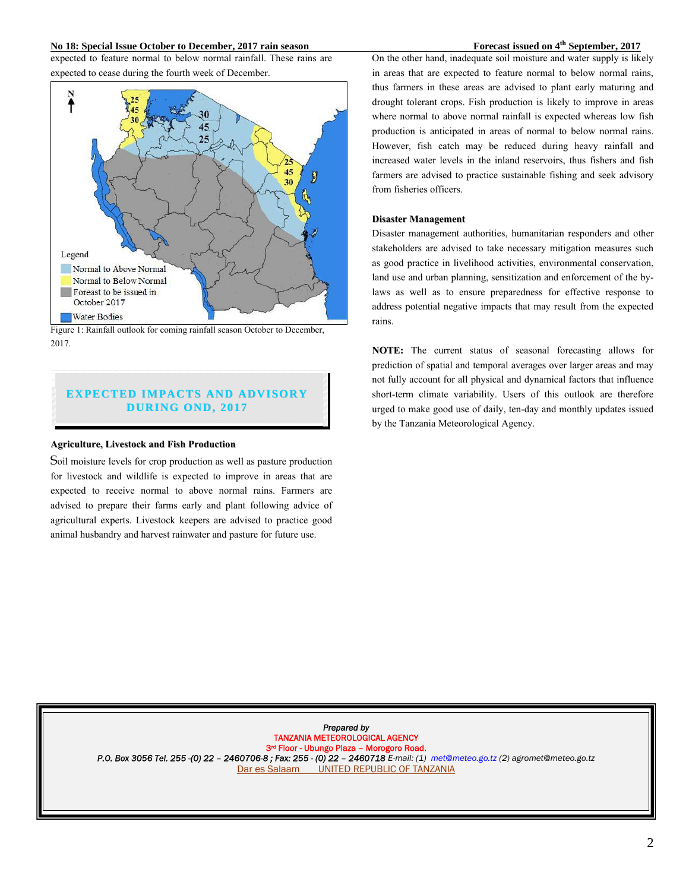expected to feature normal to below normal rainfall. These rains are expected to cease during the fourth week of December.

N

25
45
30

30
45
25

25
45
30

Legend
Normal to Above Normal
Normal to Below Normal
Foreast to be issued in October 2017
Water Bodies

Figure 1: Rainfall outlook for coming rainfall season October to December, 2017.

## EXPECTED IMPACTS AND ADVISORY DURING OND, 2017

### Agriculture, Livestock and Fish Production

Soil moisture levels for crop production as well as pasture production for livestock and wildlife is expected to improve in areas that are expected to receive normal to above normal rains. Farmers are advised to prepare their farms early and plant following advice of agricultural experts. Livestock keepers are advised to practice good animal husbandry and harvest rainwater and pasture for future use.

On the other hand, inadequate soil moisture and water supply is likely in areas that are expected to feature normal to below normal rains, thus farmers in these areas are advised to plant early maturing and drought tolerant crops. Fish production is likely to improve in areas where normal to above normal rainfall is expected whereas low fish production is anticipated in areas of normal to below normal rains. However, fish catch may be reduced during heavy rainfall and increased water levels in the inland reservoirs, thus fishers and fish farmers are advised to practice sustainable fishing and seek advisory from fisheries officers.

### Disaster Management

Disaster management authorities, humanitarian responders and other stakeholders are advised to take necessary mitigation measures such as good practice in livelihood activities, environmental conservation, land use and urban planning, sensitization and enforcement of the by-laws as well as to ensure preparedness for effective response to address potential negative impacts that may result from the expected rains.

**NOTE:** The current status of seasonal forecasting allows for prediction of spatial and temporal averages over larger areas and may not fully account for all physical and dynamical factors that influence short-term climate variability. Users of this outlook are therefore urged to make good use of daily, ten-day and monthly updates issued by the Tanzania Meteorological Agency.

*Prepared by*
TANZANIA METEOROLOGICAL AGENCY
3rd Floor - Ubungo Plaza – Morogoro Road.
*P.O. Box 3056 Tel. 255 -(0) 22 – 2460706-8 ; Fax: 255 - (0) 22 – 2460718 E-mail: (1) met@meteo.go.tz (2) agromet@meteo.go.tz*
Dar es Salaam UNITED REPUBLIC OF TANZANIA